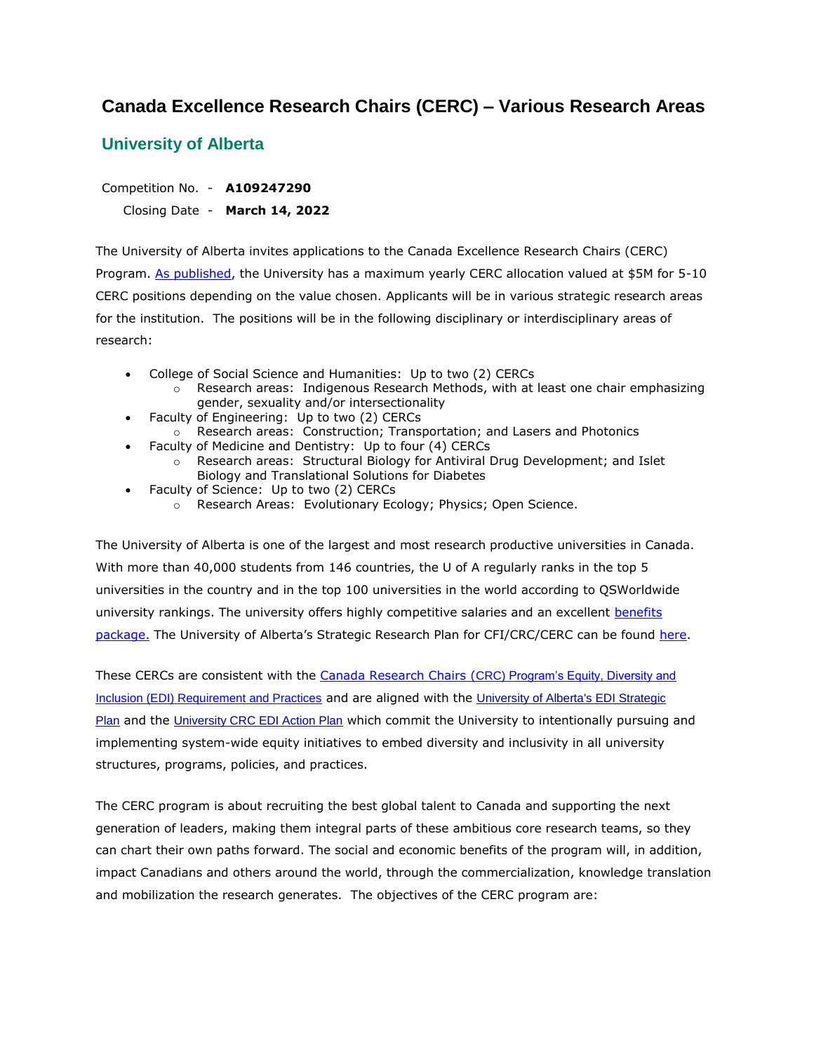# Canada Excellence Research Chairs (CERC) – Various Research Areas

## University of Alberta

Competition No. - **A109247290**

Closing Date - **March 14, 2022**

The University of Alberta invites applications to the Canada Excellence Research Chairs (CERC) Program. As published, the University has a maximum yearly CERC allocation valued at $5M for 5-10 CERC positions depending on the value chosen. Applicants will be in various strategic research areas for the institution. The positions will be in the following disciplinary or interdisciplinary areas of research:

- College of Social Science and Humanities: Up to two (2) CERCs
  - Research areas: Indigenous Research Methods, with at least one chair emphasizing gender, sexuality and/or intersectionality
- Faculty of Engineering: Up to two (2) CERCs
  - Research areas: Construction; Transportation; and Lasers and Photonics
- Faculty of Medicine and Dentistry: Up to four (4) CERCs
  - Research areas: Structural Biology for Antiviral Drug Development; and Islet Biology and Translational Solutions for Diabetes
- Faculty of Science: Up to two (2) CERCs
  - Research Areas: Evolutionary Ecology; Physics; Open Science.

The University of Alberta is one of the largest and most research productive universities in Canada. With more than 40,000 students from 146 countries, the U of A regularly ranks in the top 5 universities in the country and in the top 100 universities in the world according to QSWorldwide university rankings. The university offers highly competitive salaries and an excellent benefits package. The University of Alberta's Strategic Research Plan for CFI/CRC/CERC can be found here.

These CERCs are consistent with the Canada Research Chairs (CRC) Program's Equity, Diversity and Inclusion (EDI) Requirement and Practices and are aligned with the University of Alberta's EDI Strategic Plan and the University CRC EDI Action Plan which commit the University to intentionally pursuing and implementing system-wide equity initiatives to embed diversity and inclusivity in all university structures, programs, policies, and practices.

The CERC program is about recruiting the best global talent to Canada and supporting the next generation of leaders, making them integral parts of these ambitious core research teams, so they can chart their own paths forward. The social and economic benefits of the program will, in addition, impact Canadians and others around the world, through the commercialization, knowledge translation and mobilization the research generates. The objectives of the CERC program are: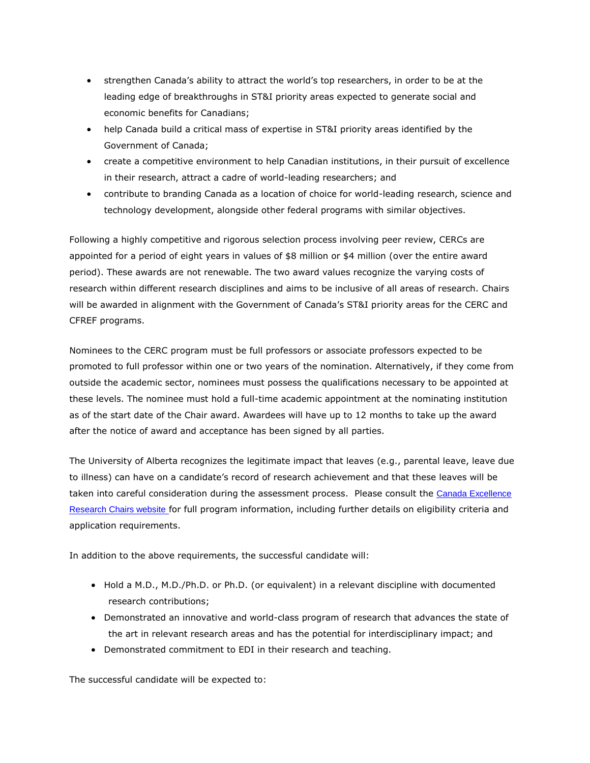- strengthen Canada's ability to attract the world's top researchers, in order to be at the leading edge of breakthroughs in ST&I priority areas expected to generate social and economic benefits for Canadians;
- help Canada build a critical mass of expertise in ST&I priority areas identified by the Government of Canada;
- create a competitive environment to help Canadian institutions, in their pursuit of excellence in their research, attract a cadre of world-leading researchers; and
- contribute to branding Canada as a location of choice for world-leading research, science and technology development, alongside other federal programs with similar objectives.

Following a highly competitive and rigorous selection process involving peer review, CERCs are appointed for a period of eight years in values of $8 million or $4 million (over the entire award period). These awards are not renewable. The two award values recognize the varying costs of research within different research disciplines and aims to be inclusive of all areas of research. Chairs will be awarded in alignment with the Government of Canada's ST&I priority areas for the CERC and CFREF programs.

Nominees to the CERC program must be full professors or associate professors expected to be promoted to full professor within one or two years of the nomination. Alternatively, if they come from outside the academic sector, nominees must possess the qualifications necessary to be appointed at these levels. The nominee must hold a full-time academic appointment at the nominating institution as of the start date of the Chair award. Awardees will have up to 12 months to take up the award after the notice of award and acceptance has been signed by all parties.

The University of Alberta recognizes the legitimate impact that leaves (e.g., parental leave, leave due to illness) can have on a candidate's record of research achievement and that these leaves will be taken into careful consideration during the assessment process. Please consult the [Canada Excellence Research Chairs website](#) for full program information, including further details on eligibility criteria and application requirements.

In addition to the above requirements, the successful candidate will:

- Hold a M.D., M.D./Ph.D. or Ph.D. (or equivalent) in a relevant discipline with documented research contributions;
- Demonstrated an innovative and world-class program of research that advances the state of the art in relevant research areas and has the potential for interdisciplinary impact; and
- Demonstrated commitment to EDI in their research and teaching.

The successful candidate will be expected to: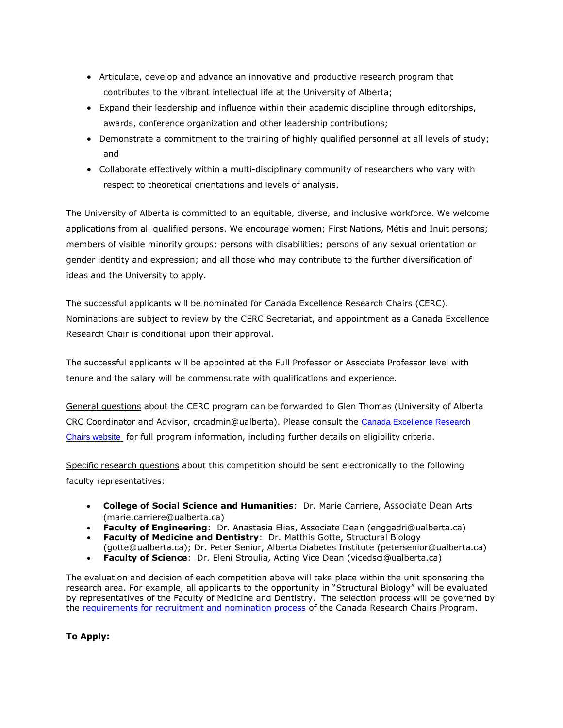- Articulate, develop and advance an innovative and productive research program that contributes to the vibrant intellectual life at the University of Alberta;
- Expand their leadership and influence within their academic discipline through editorships, awards, conference organization and other leadership contributions;
- Demonstrate a commitment to the training of highly qualified personnel at all levels of study; and
- Collaborate effectively within a multi-disciplinary community of researchers who vary with respect to theoretical orientations and levels of analysis.

The University of Alberta is committed to an equitable, diverse, and inclusive workforce. We welcome applications from all qualified persons. We encourage women; First Nations, Métis and Inuit persons; members of visible minority groups; persons with disabilities; persons of any sexual orientation or gender identity and expression; and all those who may contribute to the further diversification of ideas and the University to apply.

The successful applicants will be nominated for Canada Excellence Research Chairs (CERC). Nominations are subject to review by the CERC Secretariat, and appointment as a Canada Excellence Research Chair is conditional upon their approval.

The successful applicants will be appointed at the Full Professor or Associate Professor level with tenure and the salary will be commensurate with qualifications and experience.

General questions about the CERC program can be forwarded to Glen Thomas (University of Alberta CRC Coordinator and Advisor, crcadmin@ualberta). Please consult the [Canada Excellence Research Chairs website](#) for full program information, including further details on eligibility criteria.

Specific research questions about this competition should be sent electronically to the following faculty representatives:

- **College of Social Science and Humanities**: Dr. Marie Carriere, Associate Dean Arts (marie.carriere@ualberta.ca)
- **Faculty of Engineering**: Dr. Anastasia Elias, Associate Dean (enggadri@ualberta.ca)
- **Faculty of Medicine and Dentistry**: Dr. Matthis Gotte, Structural Biology (gotte@ualberta.ca); Dr. Peter Senior, Alberta Diabetes Institute (petersenior@ualberta.ca)
- **Faculty of Science**: Dr. Eleni Stroulia, Acting Vice Dean (vicedsci@ualberta.ca)

The evaluation and decision of each competition above will take place within the unit sponsoring the research area. For example, all applicants to the opportunity in "Structural Biology" will be evaluated by representatives of the Faculty of Medicine and Dentistry. The selection process will be governed by the [requirements for recruitment and nomination process](#) of the Canada Research Chairs Program.

**To Apply:**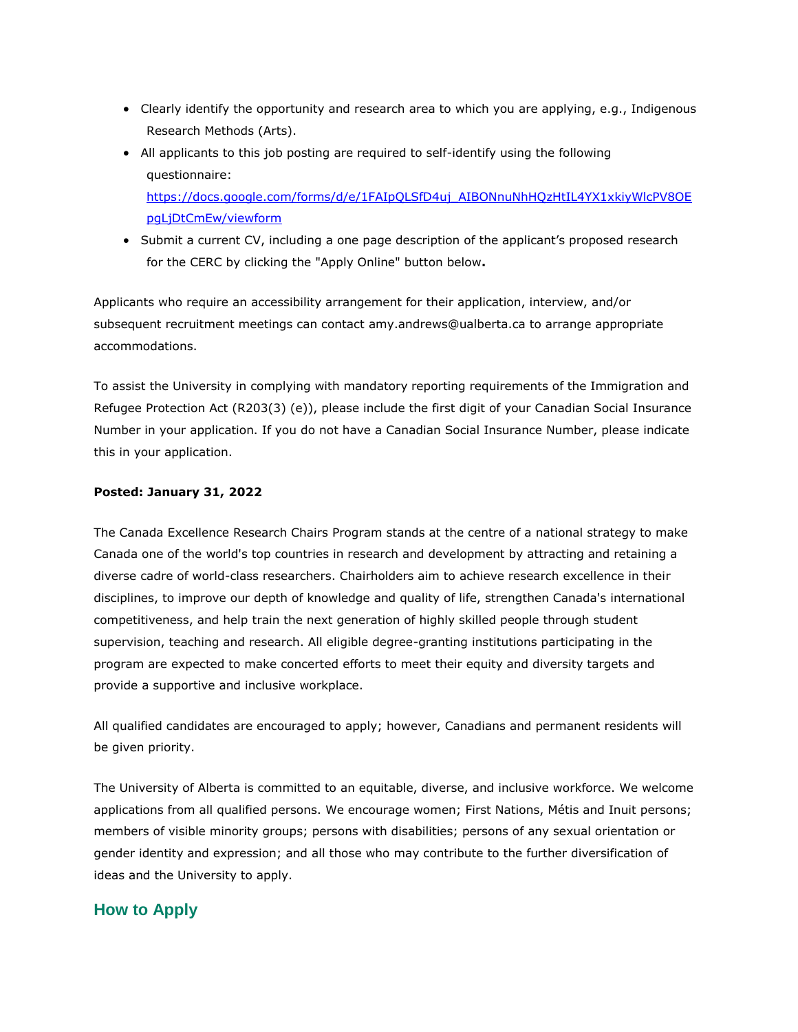- Clearly identify the opportunity and research area to which you are applying, e.g., Indigenous Research Methods (Arts).
- All applicants to this job posting are required to self-identify using the following questionnaire: [https://docs.google.com/forms/d/e/1FAIpQLSfD4uj_AIBONnuNhHQzHtIL4YX1xkiyWlcPV8OEpgLjDtCmEw/viewform](https://docs.google.com/forms/d/e/1FAIpQLSfD4uj_AIBONnuNhHQzHtIL4YX1xkiyWlcPV8OEpgLjDtCmEw/viewform)
- Submit a current CV, including a one page description of the applicant's proposed research for the CERC by clicking the "Apply Online" button below**.**

Applicants who require an accessibility arrangement for their application, interview, and/or subsequent recruitment meetings can contact amy.andrews@ualberta.ca to arrange appropriate accommodations.

To assist the University in complying with mandatory reporting requirements of the Immigration and Refugee Protection Act (R203(3) (e)), please include the first digit of your Canadian Social Insurance Number in your application. If you do not have a Canadian Social Insurance Number, please indicate this in your application.

**Posted: January 31, 2022**

The Canada Excellence Research Chairs Program stands at the centre of a national strategy to make Canada one of the world's top countries in research and development by attracting and retaining a diverse cadre of world-class researchers. Chairholders aim to achieve research excellence in their disciplines, to improve our depth of knowledge and quality of life, strengthen Canada's international competitiveness, and help train the next generation of highly skilled people through student supervision, teaching and research. All eligible degree-granting institutions participating in the program are expected to make concerted efforts to meet their equity and diversity targets and provide a supportive and inclusive workplace.

All qualified candidates are encouraged to apply; however, Canadians and permanent residents will be given priority.

The University of Alberta is committed to an equitable, diverse, and inclusive workforce. We welcome applications from all qualified persons. We encourage women; First Nations, Métis and Inuit persons; members of visible minority groups; persons with disabilities; persons of any sexual orientation or gender identity and expression; and all those who may contribute to the further diversification of ideas and the University to apply.

## How to Apply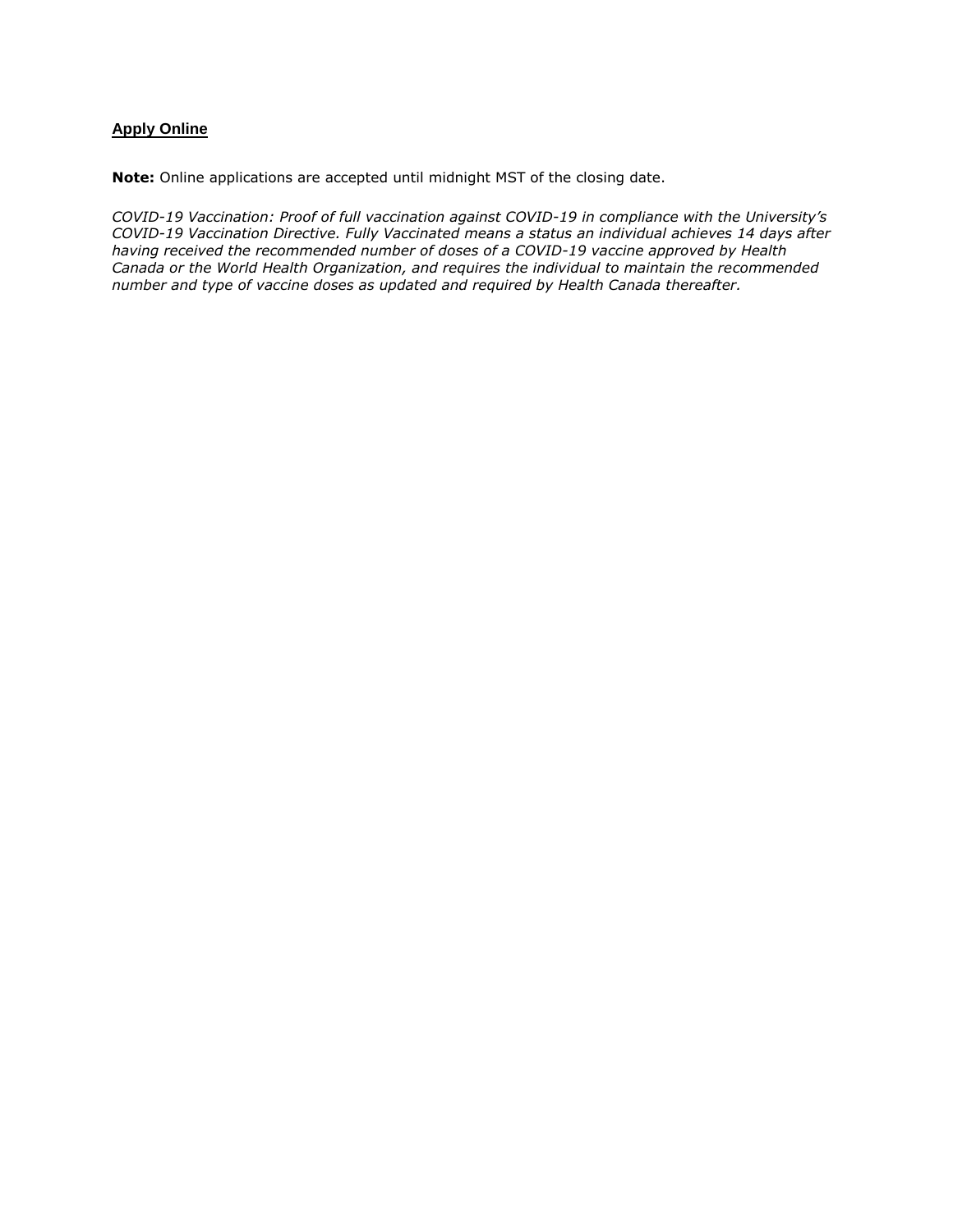**Apply Online**

**Note:** Online applications are accepted until midnight MST of the closing date.

*COVID-19 Vaccination: Proof of full vaccination against COVID-19 in compliance with the University's COVID-19 Vaccination Directive. Fully Vaccinated means a status an individual achieves 14 days after having received the recommended number of doses of a COVID-19 vaccine approved by Health Canada or the World Health Organization, and requires the individual to maintain the recommended number and type of vaccine doses as updated and required by Health Canada thereafter.*